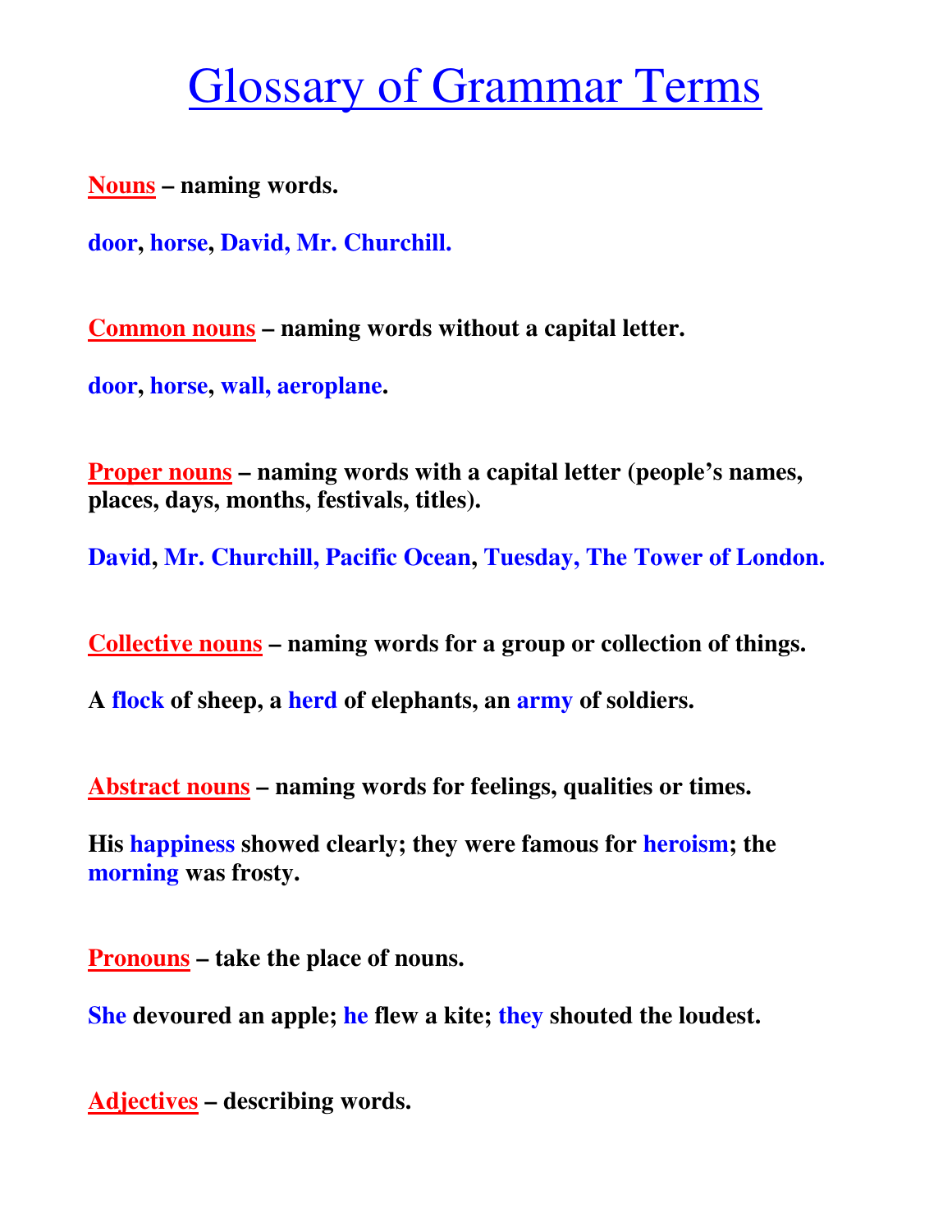# Glossary of Grammar Terms

**Nouns – naming words.**

**door, horse, David, Mr. Churchill.**

**Common nouns – naming words without a capital letter.**

**door, horse, wall, aeroplane.**

**Proper nouns – naming words with a capital letter (people's names, places, days, months, festivals, titles).**

**David, Mr. Churchill, Pacific Ocean, Tuesday, The Tower of London.**

**Collective nouns – naming words for a group or collection of things.**

**A flock of sheep, a herd of elephants, an army of soldiers.**

**Abstract nouns – naming words for feelings, qualities or times.**

**His happiness showed clearly; they were famous for heroism; the morning was frosty.**

**Pronouns – take the place of nouns.**

**She devoured an apple; he flew a kite; they shouted the loudest.**

**Adjectives – describing words.**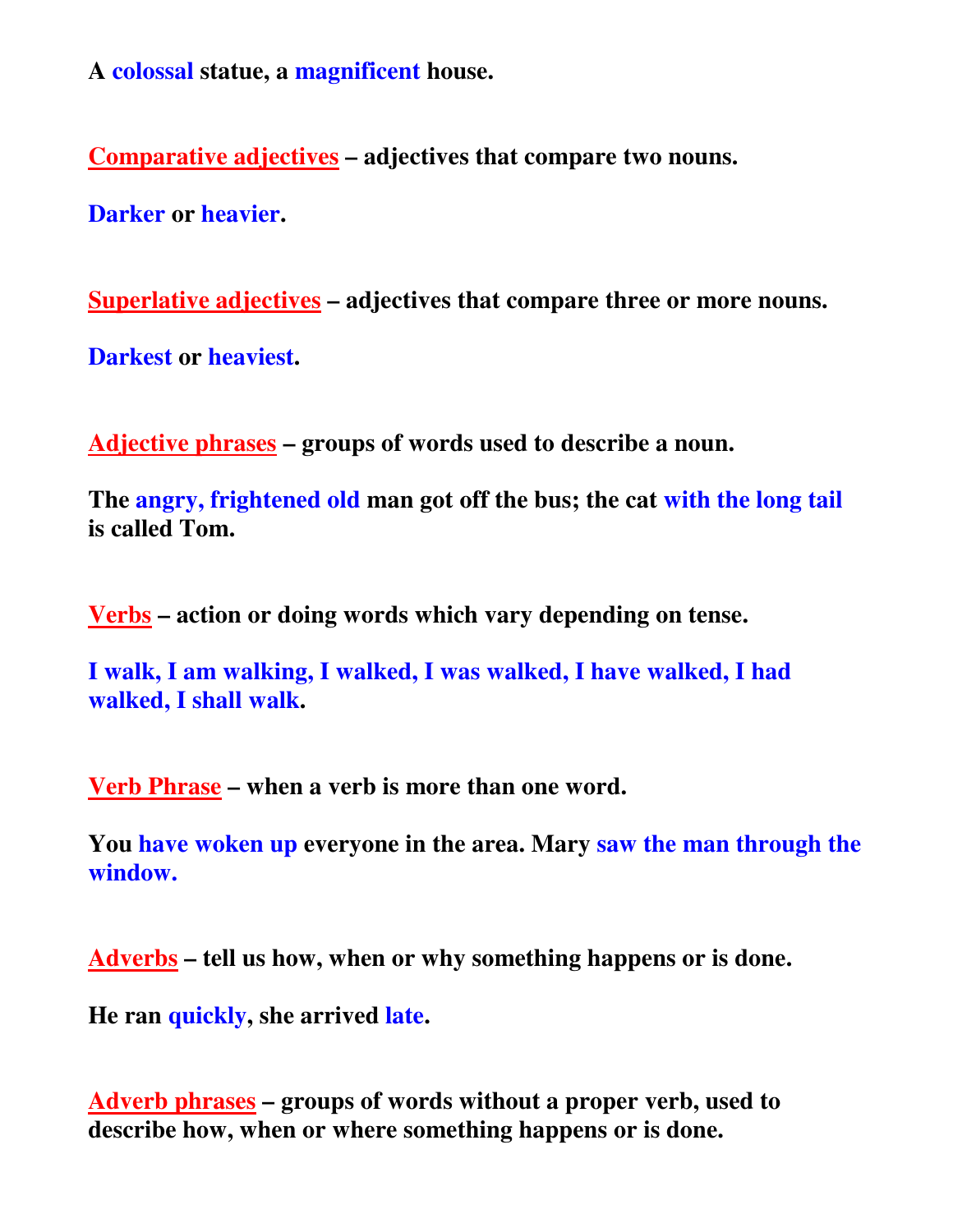**A colossal statue, a magnificent house.**

**Comparative adjectives – adjectives that compare two nouns.**

**Darker or heavier.**

**Superlative adjectives – adjectives that compare three or more nouns.**

**Darkest or heaviest.**

**Adjective phrases – groups of words used to describe a noun.**

**The angry, frightened old man got off the bus; the cat with the long tail is called Tom.**

**Verbs – action or doing words which vary depending on tense.**

**I walk, I am walking, I walked, I was walked, I have walked, I had walked, I shall walk.**

**Verb Phrase – when a verb is more than one word.**

**You have woken up everyone in the area. Mary saw the man through the window.**

**Adverbs – tell us how, when or why something happens or is done.**

**He ran quickly, she arrived late.**

**Adverb phrases – groups of words without a proper verb, used to describe how, when or where something happens or is done.**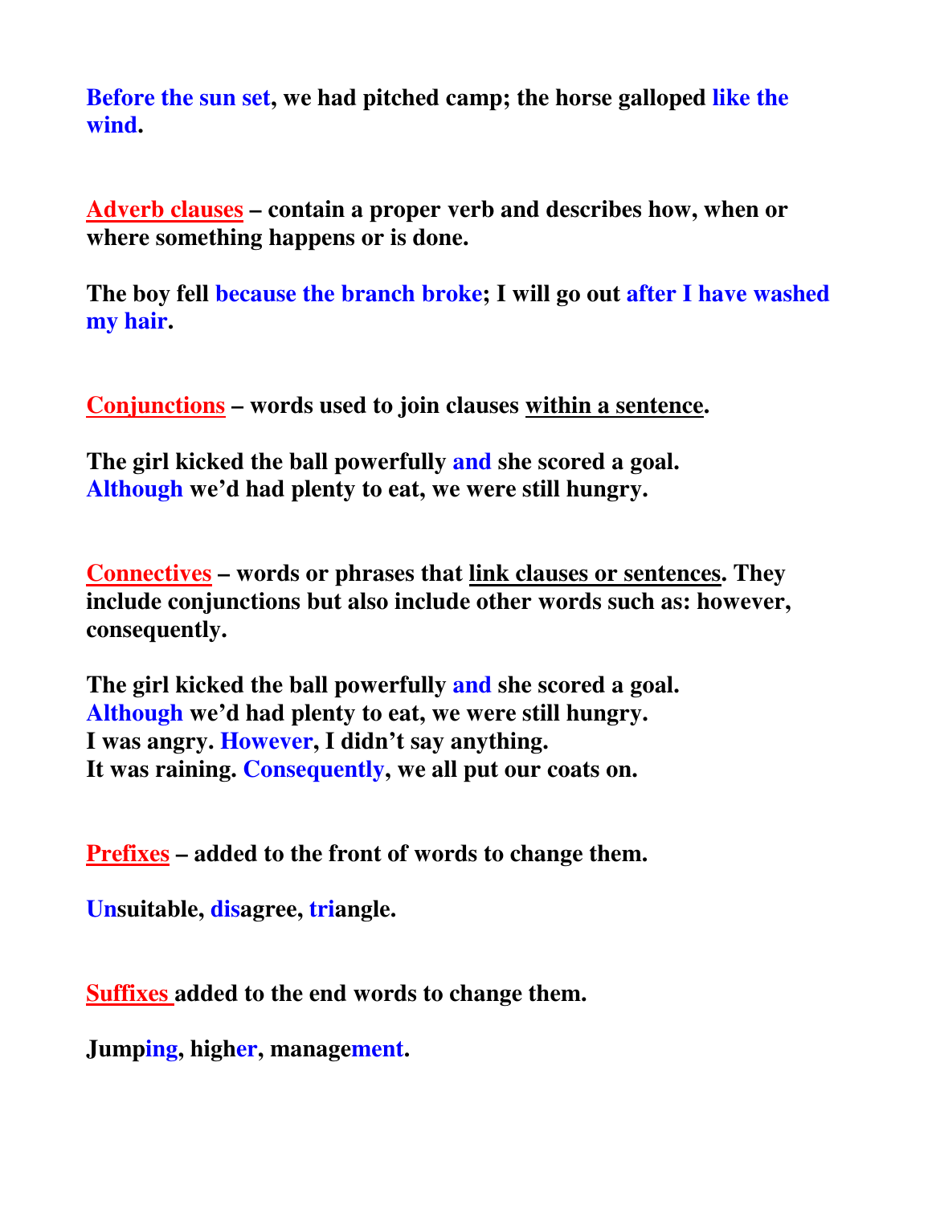**Before the sun set, we had pitched camp; the horse galloped like the wind.**

**Adverb clauses – contain a proper verb and describes how, when or where something happens or is done.**

**The boy fell because the branch broke; I will go out after I have washed my hair.**

**Conjunctions – words used to join clauses within a sentence.**

**The girl kicked the ball powerfully and she scored a goal.**
**Although we'd had plenty to eat, we were still hungry.**

**Connectives – words or phrases that link clauses or sentences. They include conjunctions but also include other words such as: however, consequently.**

**The girl kicked the ball powerfully and she scored a goal.**
**Although we'd had plenty to eat, we were still hungry.**
**I was angry. However, I didn't say anything.**
**It was raining. Consequently, we all put our coats on.**

**Prefixes – added to the front of words to change them.**

**Unsuitable, disagree, triangle.**

**Suffixes added to the end words to change them.**

**Jumping, higher, management.**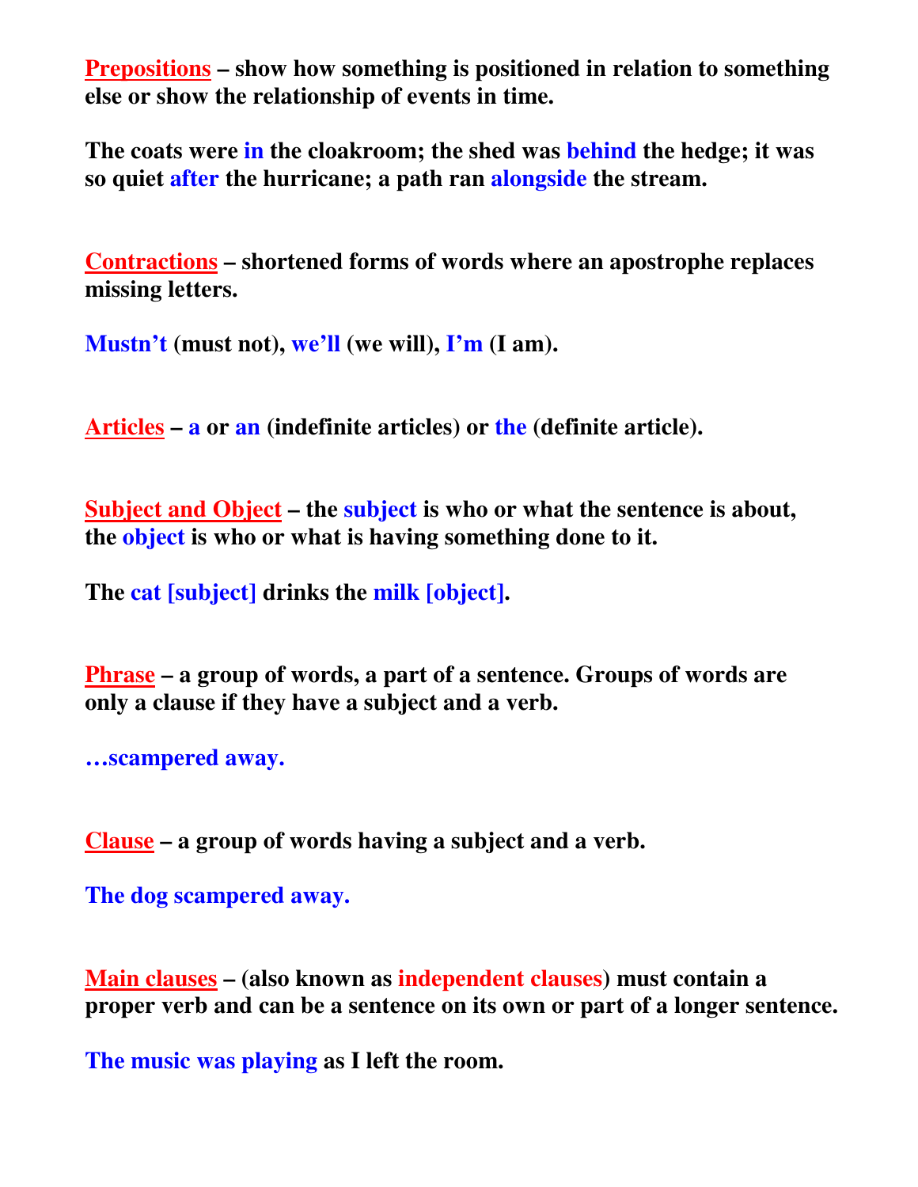**<u>Prepositions</u> – show how something is positioned in relation to something else or show the relationship of events in time.**

**The coats were in the cloakroom; the shed was behind the hedge; it was so quiet after the hurricane; a path ran alongside the stream.**

**<u>Contractions</u> – shortened forms of words where an apostrophe replaces missing letters.**

**Mustn't (must not), we'll (we will), I'm (I am).**

**<u>Articles</u> – a or an (indefinite articles) or the (definite article).**

**<u>Subject and Object</u> – the subject is who or what the sentence is about, the object is who or what is having something done to it.**

**The cat [subject] drinks the milk [object].**

**<u>Phrase</u> – a group of words, a part of a sentence. Groups of words are only a clause if they have a subject and a verb.**

**…scampered away.**

**<u>Clause</u> – a group of words having a subject and a verb.**

**The dog scampered away.**

**<u>Main clauses</u> – (also known as independent clauses) must contain a proper verb and can be a sentence on its own or part of a longer sentence.**

**The music was playing as I left the room.**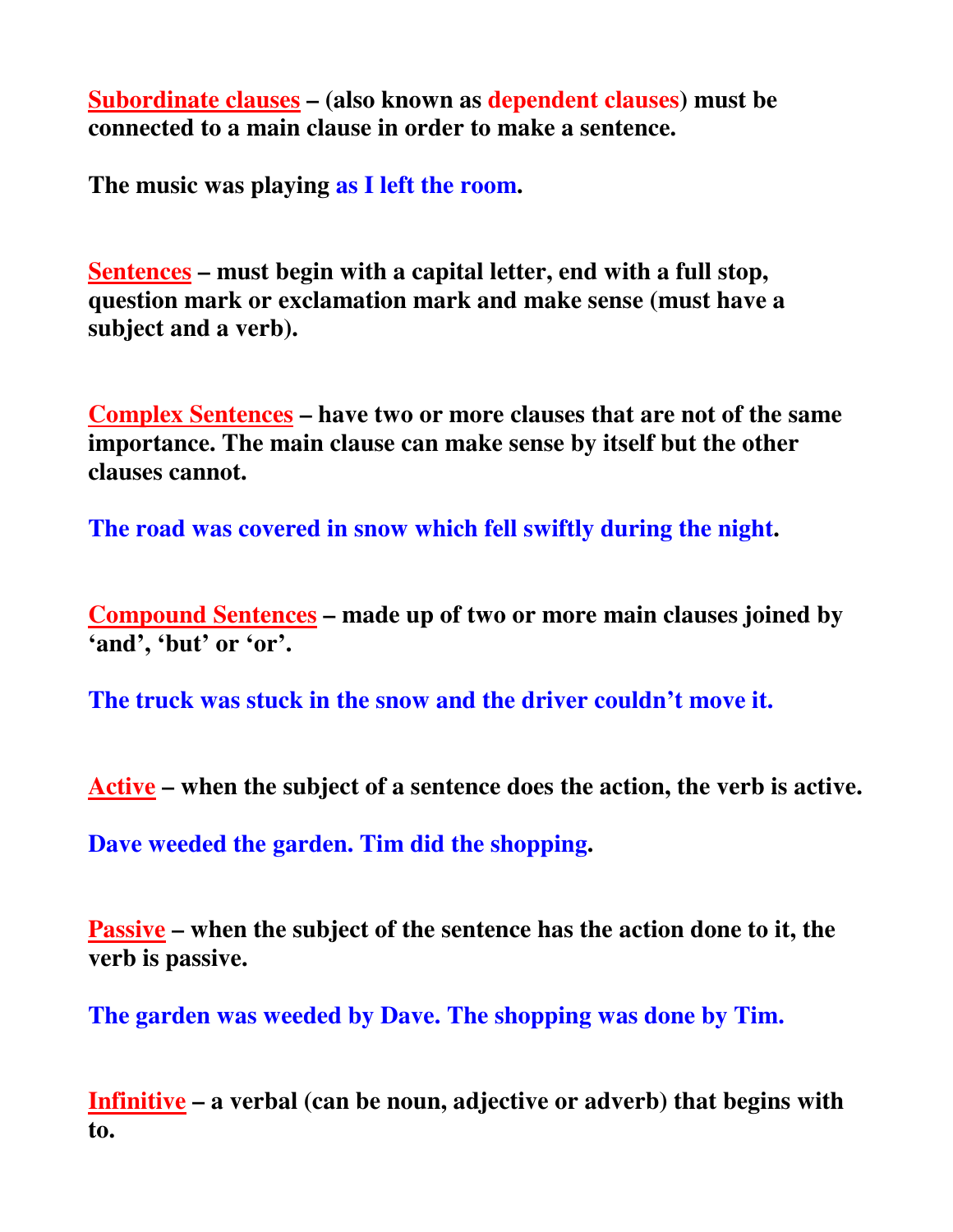**Subordinate clauses – (also known as dependent clauses) must be connected to a main clause in order to make a sentence.**

**The music was playing as I left the room.**

**Sentences – must begin with a capital letter, end with a full stop, question mark or exclamation mark and make sense (must have a subject and a verb).**

**Complex Sentences – have two or more clauses that are not of the same importance. The main clause can make sense by itself but the other clauses cannot.**

**The road was covered in snow which fell swiftly during the night.**

**Compound Sentences – made up of two or more main clauses joined by 'and', 'but' or 'or'.**

**The truck was stuck in the snow and the driver couldn't move it.**

**Active – when the subject of a sentence does the action, the verb is active.**

**Dave weeded the garden. Tim did the shopping.**

**Passive – when the subject of the sentence has the action done to it, the verb is passive.**

**The garden was weeded by Dave. The shopping was done by Tim.**

**Infinitive – a verbal (can be noun, adjective or adverb) that begins with to.**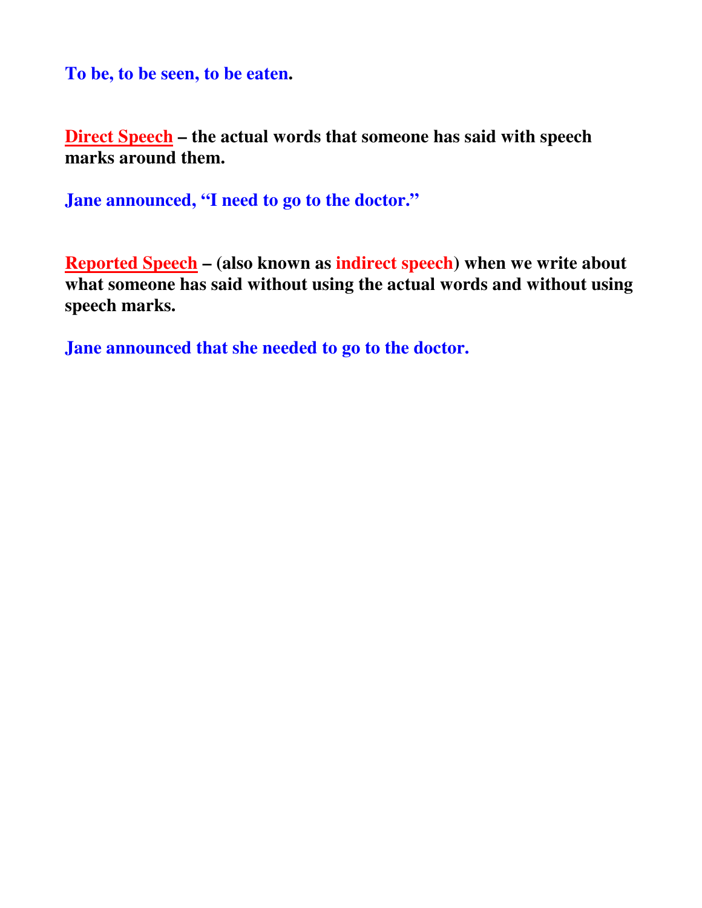**To be, to be seen, to be eaten.**

**Direct Speech – the actual words that someone has said with speech marks around them.**

**Jane announced, "I need to go to the doctor."**

**Reported Speech – (also known as indirect speech) when we write about what someone has said without using the actual words and without using speech marks.**

**Jane announced that she needed to go to the doctor.**